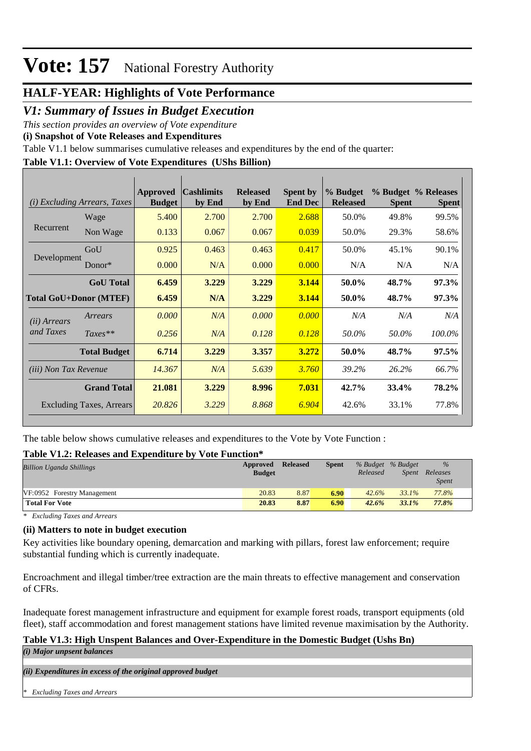# Vote: 157 National Forestry Authority

## HALF-YEAR: Highlights of Vote Performance

## *V1: Summary of Issues in Budget Execution*

*This section provides an overview of Vote expenditure*

**(i) Snapshot of Vote Releases and Expenditures**

Table V1.1 below summarises cumulative releases and expenditures by the end of the quarter:

**Table V1.1: Overview of Vote Expenditures (UShs Billion)**

| *(i) Excluding Arrears, Taxes* | | Approved Budget | Cashlimits by End | Released by End | Spent by End Dec | % Budget Released | % Budget Spent | % Releases Spent |
|---|---|---|---|---|---|---|---|---|
| Recurrent | Wage | 5.400 | 2.700 | 2.700 | 2.688 | 50.0% | 49.8% | 99.5% |
| | Non Wage | 0.133 | 0.067 | 0.067 | 0.039 | 50.0% | 29.3% | 58.6% |
| Development | GoU | 0.925 | 0.463 | 0.463 | 0.417 | 50.0% | 45.1% | 90.1% |
| | Donor* | 0.000 | N/A | 0.000 | 0.000 | N/A | N/A | N/A |
| | **GoU Total** | **6.459** | **3.229** | **3.229** | **3.144** | **50.0%** | **48.7%** | **97.3%** |
| **Total GoU+Donor (MTEF)** | | **6.459** | **N/A** | **3.229** | **3.144** | **50.0%** | **48.7%** | **97.3%** |
| *(ii) Arrears and Taxes* | *Arrears* | *0.000* | *N/A* | *0.000* | *0.000* | *N/A* | *N/A* | *N/A* |
| | *Taxes*** | *0.256* | *N/A* | *0.128* | *0.128* | *50.0%* | *50.0%* | *100.0%* |
| | **Total Budget** | **6.714** | **3.229** | **3.357** | **3.272** | **50.0%** | **48.7%** | **97.5%** |
| *(iii) Non Tax Revenue* | | *14.367* | *N/A* | *5.639* | *3.760* | *39.2%* | *26.2%* | *66.7%* |
| | **Grand Total** | **21.081** | **3.229** | **8.996** | **7.031** | **42.7%** | **33.4%** | **78.2%** |
| | Excluding Taxes, Arrears | *20.826* | *3.229* | *8.868* | *6.904* | 42.6% | 33.1% | 77.8% |

The table below shows cumulative releases and expenditures to the Vote by Vote Function :

**Table V1.2: Releases and Expenditure by Vote Function***

| *Billion Uganda Shillings* | Approved Budget | Released | Spent | *% Budget Released* | *% Budget Spent* | *% Releases Spent* |
|---|---|---|---|---|---|---|
| VF:0952 Forestry Management | 20.83 | 8.87 | 6.90 | *42.6%* | *33.1%* | *77.8%* |
| **Total For Vote** | **20.83** | **8.87** | **6.90** | ***42.6%*** | ***33.1%*** | ***77.8%*** |

*\* Excluding Taxes and Arrears*

### (ii) Matters to note in budget execution

Key activities like boundary opening, demarcation and marking with pillars, forest law enforcement; require substantial funding which is currently inadequate.

Encroachment and illegal timber/tree extraction are the main threats to effective management and conservation of CFRs.

Inadequate forest management infrastructure and equipment for example forest roads, transport equipments (old fleet), staff accommodation and forest management stations have limited revenue maximisation by the Authority.

**Table V1.3: High Unspent Balances and Over-Expenditure in the Domestic Budget (Ushs Bn)**

***(i) Major unpsent balances***

***(ii) Expenditures in excess of the original approved budget***

*\* Excluding Taxes and Arrears*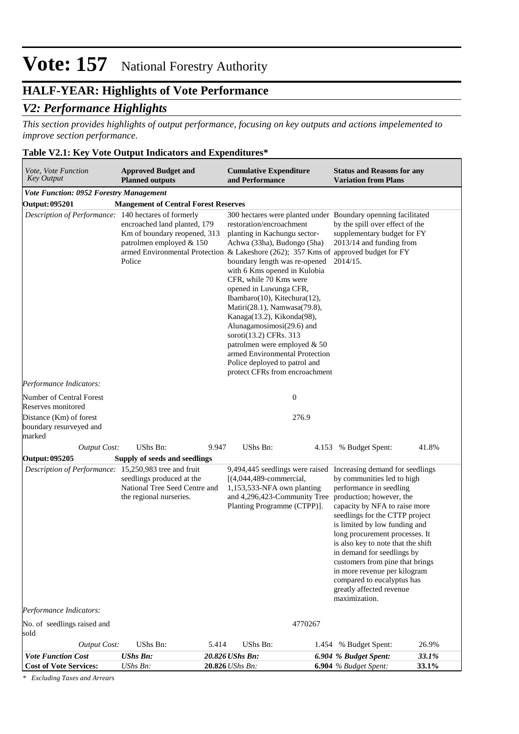# Vote: 157 National Forestry Authority

## HALF-YEAR: Highlights of Vote Performance

### *V2: Performance Highlights*

*This section provides highlights of output performance, focusing on key outputs and actions impelemented to improve section performance.*

**Table V2.1: Key Vote Output Indicators and Expenditures***

| *Vote, Vote Function Key Output* | **Approved Budget and Planned outputs** | | **Cumulative Expenditure and Performance** | | **Status and Reasons for any Variation from Plans** | |
|---|---|---|---|---|---|---|
| ***Vote Function: 0952 Forestry Management*** | | | | | | |
| **Output: 095201** | **Mangement of Central Forest Reserves** | | | | | |
| *Description of Performance:* | 140 hectares of formerly encroached land planted, 179 Km of boundary reopened, 313 patrolmen employed & 150 armed Environmental Protection Police | | 300 hectares were planted under restoration/encroachment planting in Kachungu sector-Achwa (33ha), Budongo (5ha) & Lakeshore (262); 357 Kms of boundary length was re-opened with 6 Kms opened in Kulobia CFR, while 70 Kms were opened in Luwunga CFR, Ibambaro(10), Kitechura(12), Matiri(28.1), Namwasa(79.8), Kanaga(13.2), Kikonda(98), Alunagamosimosi(29.6) and soroti(13.2) CFRs. 313 patrolmen were employed & 50 armed Environmental Protection Police deployed to patrol and protect CFRs from encroachment | | Boundary openning facilitated by the spill over effect of the supplementary budget for FY 2013/14 and funding from approved budget for FY 2014/15. | |
| *Performance Indicators:* | | | | | | |
| Number of Central Forest Reserves monitored | | | | 0 | | |
| Distance (Km) of forest boundary resurveyed and marked | | | | 276.9 | | |
| *Output Cost:* | UShs Bn: | 9.947 | UShs Bn: | 4.153 | % Budget Spent: | 41.8% |
| **Output: 095205** | **Supply of seeds and seedlings** | | | | | |
| *Description of Performance:* | 15,250,983 tree and fruit seedlings produced at the National Tree Seed Centre and the regional nurseries. | | 9,494,445 seedlings were raised [(4,044,489-commercial, 1,153,533-NFA own planting and 4,296,423-Community Tree Planting Programme (CTPP)]. | | Increasing demand for seedlings by communities led to high performance in seedling production; however, the capacity by NFA to raise more seedlings for the CTTP project is limited by low funding and long procurement processes. It is also key to note that the shift in demand for seedlings by customers from pine that brings in more revenue per kilogram compared to eucalyptus has greatly affected revenue maximization. | |
| *Performance Indicators:* | | | | | | |
| No. of seedlings raised and sold | | | | 4770267 | | |
| *Output Cost:* | UShs Bn: | 5.414 | UShs Bn: | 1.454 | % Budget Spent: | 26.9% |
| ***Vote Function Cost*** | ***UShs Bn:*** | ***20.826*** | ***UShs Bn:*** | ***6.904*** | ***% Budget Spent:*** | ***33.1%*** |
| **Cost of Vote Services:** | *UShs Bn:* | **20.826** | *UShs Bn:* | **6.904** | *% Budget Spent:* | **33.1%** |

*\* Excluding Taxes and Arrears*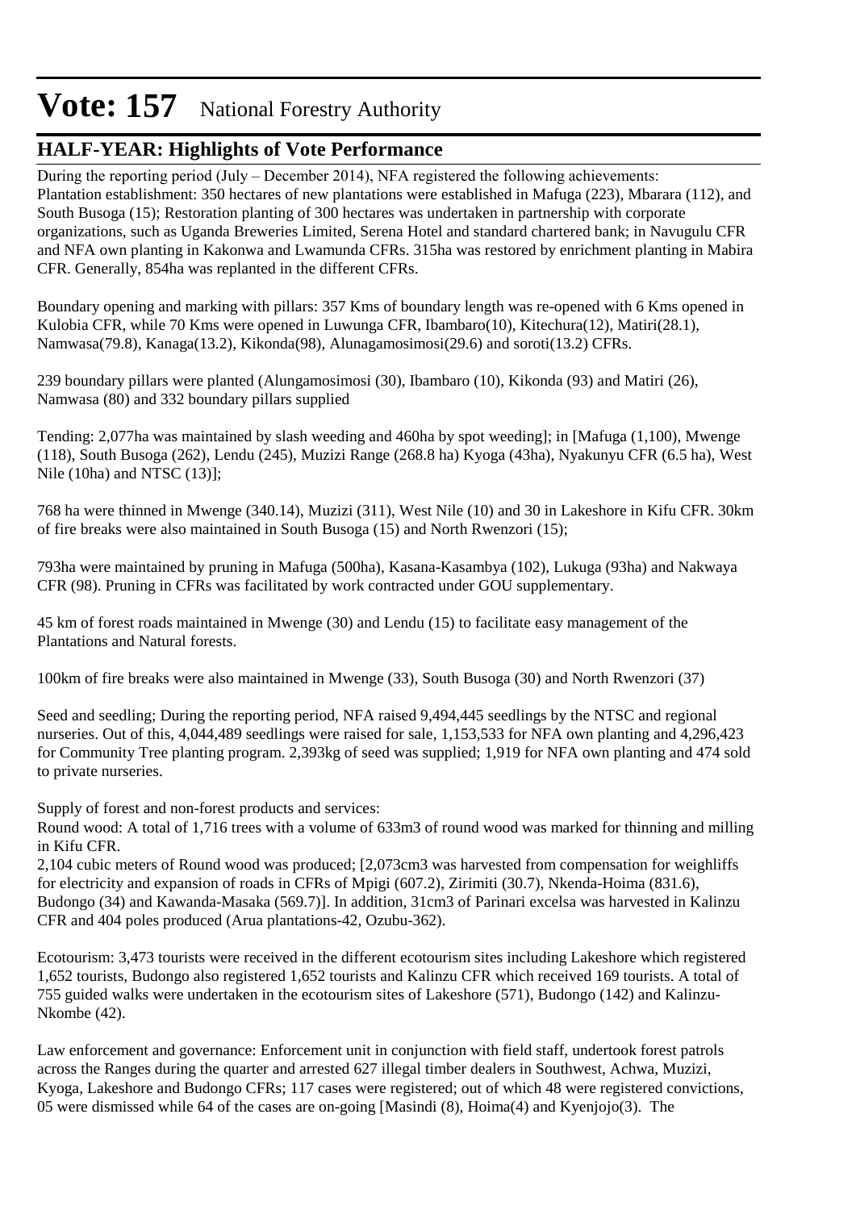# Vote: 157 National Forestry Authority

## HALF-YEAR: Highlights of Vote Performance

During the reporting period (July – December 2014), NFA registered the following achievements:
Plantation establishment: 350 hectares of new plantations were established in Mafuga (223), Mbarara (112), and South Busoga (15); Restoration planting of 300 hectares was undertaken in partnership with corporate organizations, such as Uganda Breweries Limited, Serena Hotel and standard chartered bank; in Navugulu CFR and NFA own planting in Kakonwa and Lwamunda CFRs. 315ha was restored by enrichment planting in Mabira CFR. Generally, 854ha was replanted in the different CFRs.

Boundary opening and marking with pillars: 357 Kms of boundary length was re-opened with 6 Kms opened in Kulobia CFR, while 70 Kms were opened in Luwunga CFR, Ibambaro(10), Kitechura(12), Matiri(28.1), Namwasa(79.8), Kanaga(13.2), Kikonda(98), Alunagamosimosi(29.6) and soroti(13.2) CFRs.

239 boundary pillars were planted (Alungamosimosi (30), Ibambaro (10), Kikonda (93) and Matiri (26), Namwasa (80) and 332 boundary pillars supplied

Tending: 2,077ha was maintained by slash weeding and 460ha by spot weeding]; in [Mafuga (1,100), Mwenge (118), South Busoga (262), Lendu (245), Muzizi Range (268.8 ha) Kyoga (43ha), Nyakunyu CFR (6.5 ha), West Nile (10ha) and NTSC (13)];

768 ha were thinned in Mwenge (340.14), Muzizi (311), West Nile (10) and 30 in Lakeshore in Kifu CFR. 30km of fire breaks were also maintained in South Busoga (15) and North Rwenzori (15);

793ha were maintained by pruning in Mafuga (500ha), Kasana-Kasambya (102), Lukuga (93ha) and Nakwaya CFR (98). Pruning in CFRs was facilitated by work contracted under GOU supplementary.

45 km of forest roads maintained in Mwenge (30) and Lendu (15) to facilitate easy management of the Plantations and Natural forests.

100km of fire breaks were also maintained in Mwenge (33), South Busoga (30) and North Rwenzori (37)

Seed and seedling; During the reporting period, NFA raised 9,494,445 seedlings by the NTSC and regional nurseries. Out of this, 4,044,489 seedlings were raised for sale, 1,153,533 for NFA own planting and 4,296,423 for Community Tree planting program. 2,393kg of seed was supplied; 1,919 for NFA own planting and 474 sold to private nurseries.

Supply of forest and non-forest products and services:
Round wood: A total of 1,716 trees with a volume of 633m3 of round wood was marked for thinning and milling in Kifu CFR.
2,104 cubic meters of Round wood was produced; [2,073cm3 was harvested from compensation for weighliffs for electricity and expansion of roads in CFRs of Mpigi (607.2), Zirimiti (30.7), Nkenda-Hoima (831.6), Budongo (34) and Kawanda-Masaka (569.7)]. In addition, 31cm3 of Parinari excelsa was harvested in Kalinzu CFR and 404 poles produced (Arua plantations-42, Ozubu-362).

Ecotourism: 3,473 tourists were received in the different ecotourism sites including Lakeshore which registered 1,652 tourists, Budongo also registered 1,652 tourists and Kalinzu CFR which received 169 tourists. A total of 755 guided walks were undertaken in the ecotourism sites of Lakeshore (571), Budongo (142) and Kalinzu-Nkombe (42).

Law enforcement and governance: Enforcement unit in conjunction with field staff, undertook forest patrols across the Ranges during the quarter and arrested 627 illegal timber dealers in Southwest, Achwa, Muzizi, Kyoga, Lakeshore and Budongo CFRs; 117 cases were registered; out of which 48 were registered convictions, 05 were dismissed while 64 of the cases are on-going [Masindi (8), Hoima(4) and Kyenjojo(3). The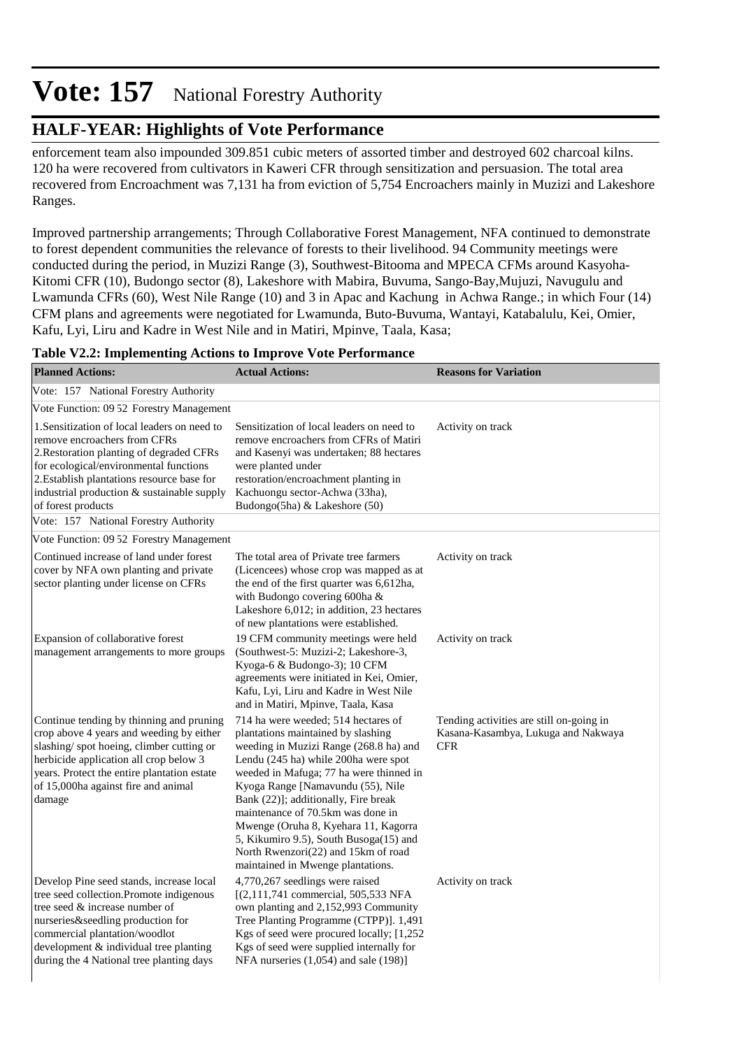# Vote: 157 National Forestry Authority

## HALF-YEAR: Highlights of Vote Performance

enforcement team also impounded 309.851 cubic meters of assorted timber and destroyed 602 charcoal kilns. 120 ha were recovered from cultivators in Kaweri CFR through sensitization and persuasion. The total area recovered from Encroachment was 7,131 ha from eviction of 5,754 Encroachers mainly in Muzizi and Lakeshore Ranges.

Improved partnership arrangements; Through Collaborative Forest Management, NFA continued to demonstrate to forest dependent communities the relevance of forests to their livelihood. 94 Community meetings were conducted during the period, in Muzizi Range (3), Southwest-Bitooma and MPECA CFMs around Kasyoha-Kitomi CFR (10), Budongo sector (8), Lakeshore with Mabira, Buvuma, Sango-Bay,Mujuzi, Navugulu and Lwamunda CFRs (60), West Nile Range (10) and 3 in Apac and Kachung in Achwa Range.; in which Four (14) CFM plans and agreements were negotiated for Lwamunda, Buto-Buvuma, Wantayi, Katabalulu, Kei, Omier, Kafu, Lyi, Liru and Kadre in West Nile and in Matiri, Mpinve, Taala, Kasa;

**Table V2.2: Implementing Actions to Improve Vote Performance**

| Planned Actions: | Actual Actions: | Reasons for Variation |
|---|---|---|
| Vote: 157 National Forestry Authority | | |
| Vote Function: 09 52 Forestry Management | | |
| 1.Sensitization of local leaders on need to remove encroachers from CFRs<br>2.Restoration planting of degraded CFRs for ecological/environmental functions<br>2.Establish plantations resource base for industrial production & sustainable supply of forest products | Sensitization of local leaders on need to remove encroachers from CFRs of Matiri and Kasenyi was undertaken; 88 hectares were planted under restoration/encroachment planting in Kachuongu sector-Achwa (33ha), Budongo(5ha) & Lakeshore (50) | Activity on track |
| Vote: 157 National Forestry Authority | | |
| Vote Function: 09 52 Forestry Management | | |
| Continued increase of land under forest cover by NFA own planting and private sector planting under license on CFRs | The total area of Private tree farmers (Licencees) whose crop was mapped as at the end of the first quarter was 6,612ha, with Budongo covering 600ha & Lakeshore 6,012; in addition, 23 hectares of new plantations were established. | Activity on track |
| Expansion of collaborative forest management arrangements to more groups | 19 CFM community meetings were held (Southwest-5: Muzizi-2; Lakeshore-3, Kyoga-6 & Budongo-3); 10 CFM agreements were initiated in Kei, Omier, Kafu, Lyi, Liru and Kadre in West Nile and in Matiri, Mpinve, Taala, Kasa | Activity on track |
| Continue tending by thinning and pruning crop above 4 years and weeding by either slashing/ spot hoeing, climber cutting or herbicide application all crop below 3 years. Protect the entire plantation estate of 15,000ha against fire and animal damage | 714 ha were weeded; 514 hectares of plantations maintained by slashing weeding in Muzizi Range (268.8 ha) and Lendu (245 ha) while 200ha were spot weeded in Mafuga; 77 ha were thinned in Kyoga Range [Namavundu (55), Nile Bank (22)]; additionally, Fire break maintenance of 70.5km was done in Mwenge (Oruha 8, Kyehara 11, Kagorra 5, Kikumiro 9.5), South Busoga(15) and North Rwenzori(22) and 15km of road maintained in Mwenge plantations. | Tending activities are still on-going in Kasana-Kasambya, Lukuga and Nakwaya CFR |
| Develop Pine seed stands, increase local tree seed collection.Promote indigenous tree seed & increase number of nurseries&seedling production for commercial plantation/woodlot development & individual tree planting during the 4 National tree planting days | 4,770,267 seedlings were raised [(2,111,741 commercial, 505,533 NFA own planting and 2,152,993 Community Tree Planting Programme (CTPP)]. 1,491 Kgs of seed were procured locally; [1,252 Kgs of seed were supplied internally for NFA nurseries (1,054) and sale (198)] | Activity on track |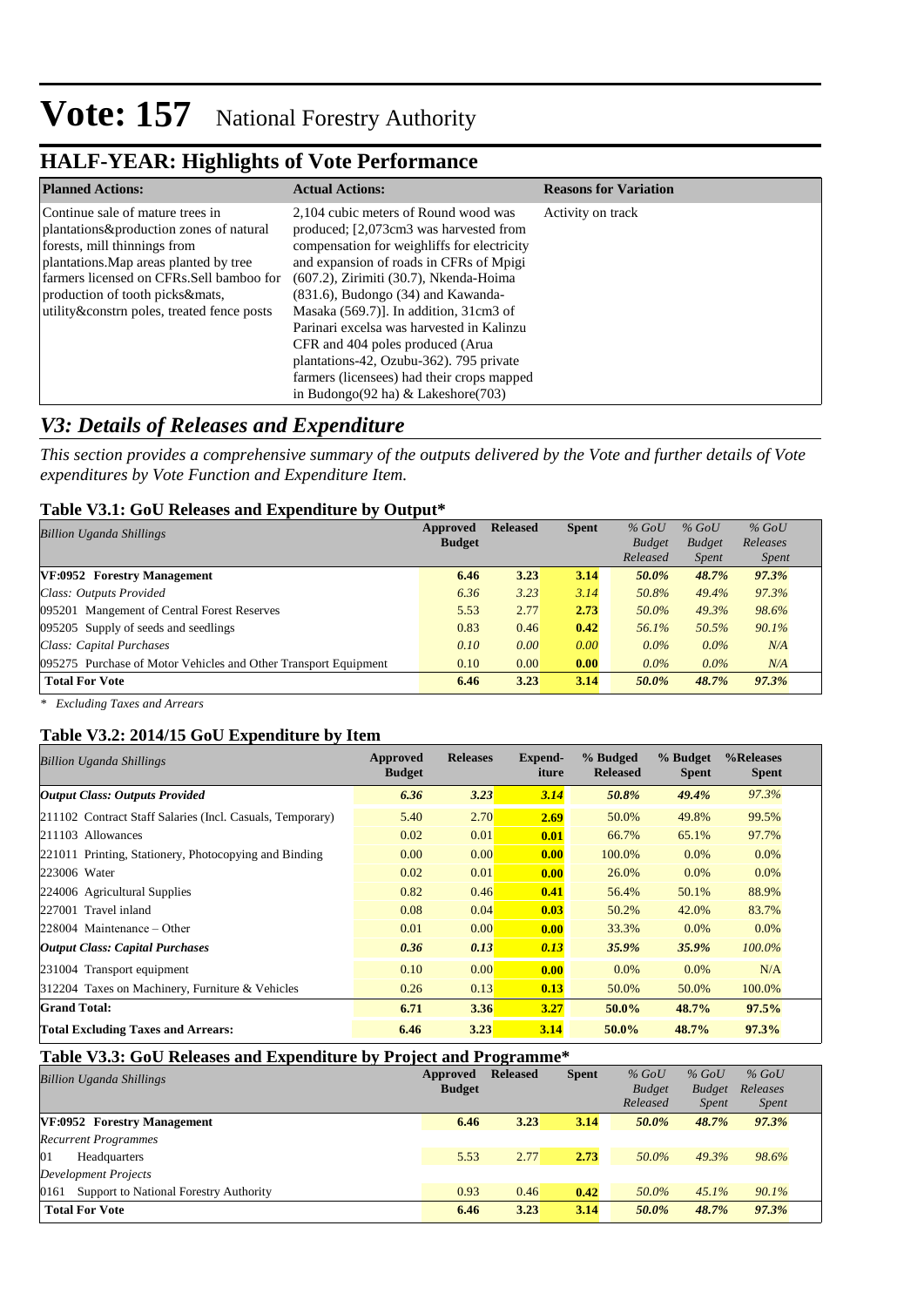# Vote: 157 National Forestry Authority

## HALF-YEAR: Highlights of Vote Performance

| Planned Actions: | Actual Actions: | Reasons for Variation |
|---|---|---|
| Continue sale of mature trees in plantations&production zones of natural forests, mill thinnings from plantations.Map areas planted by tree farmers licensed on CFRs.Sell bamboo for production of tooth picks&mats, utility&constrn poles, treated fence posts | 2,104 cubic meters of Round wood was produced; [2,073cm3 was harvested from compensation for weighliffs for electricity and expansion of roads in CFRs of Mpigi (607.2), Zirimiti (30.7), Nkenda-Hoima (831.6), Budongo (34) and Kawanda-Masaka (569.7)]. In addition, 31cm3 of Parinari excelsa was harvested in Kalinzu CFR and 404 poles produced (Arua plantations-42, Ozubu-362). 795 private farmers (licensees) had their crops mapped in Budongo(92 ha) & Lakeshore(703) | Activity on track |

## *V3: Details of Releases and Expenditure*

*This section provides a comprehensive summary of the outputs delivered by the Vote and further details of Vote expenditures by Vote Function and Expenditure Item.*

### Table V3.1: GoU Releases and Expenditure by Output*

| *Billion Uganda Shillings* | Approved Budget | Released | Spent | *% GoU Budget Released* | *% GoU Budget Spent* | *% GoU Releases Spent* |
|---|---|---|---|---|---|---|
| **VF:0952 Forestry Management** | **6.46** | **3.23** | **3.14** | ***50.0%*** | ***48.7%*** | ***97.3%*** |
| *Class: Outputs Provided* | *6.36* | *3.23* | *3.14* | *50.8%* | *49.4%* | *97.3%* |
| 095201 Mangement of Central Forest Reserves | 5.53 | 2.77 | **2.73** | *50.0%* | *49.3%* | *98.6%* |
| 095205 Supply of seeds and seedlings | 0.83 | 0.46 | **0.42** | *56.1%* | *50.5%* | *90.1%* |
| *Class: Capital Purchases* | *0.10* | *0.00* | *0.00* | *0.0%* | *0.0%* | *N/A* |
| 095275 Purchase of Motor Vehicles and Other Transport Equipment | 0.10 | 0.00 | **0.00** | *0.0%* | *0.0%* | *N/A* |
| **Total For Vote** | **6.46** | **3.23** | **3.14** | ***50.0%*** | ***48.7%*** | ***97.3%*** |

*\* Excluding Taxes and Arrears*

### Table V3.2: 2014/15 GoU Expenditure by Item

| *Billion Uganda Shillings* | Approved Budget | Releases | Expend-iture | % Budged Released | % Budget Spent | %Releases Spent |
|---|---|---|---|---|---|---|
| ***Output Class: Outputs Provided*** | ***6.36*** | ***3.23*** | ***3.14*** | ***50.8%*** | ***49.4%*** | *97.3%* |
| 211102 Contract Staff Salaries (Incl. Casuals, Temporary) | 5.40 | 2.70 | **2.69** | 50.0% | 49.8% | 99.5% |
| 211103 Allowances | 0.02 | 0.01 | **0.01** | 66.7% | 65.1% | 97.7% |
| 221011 Printing, Stationery, Photocopying and Binding | 0.00 | 0.00 | **0.00** | 100.0% | 0.0% | 0.0% |
| 223006 Water | 0.02 | 0.01 | **0.00** | 26.0% | 0.0% | 0.0% |
| 224006 Agricultural Supplies | 0.82 | 0.46 | **0.41** | 56.4% | 50.1% | 88.9% |
| 227001 Travel inland | 0.08 | 0.04 | **0.03** | 50.2% | 42.0% | 83.7% |
| 228004 Maintenance – Other | 0.01 | 0.00 | **0.00** | 33.3% | 0.0% | 0.0% |
| ***Output Class: Capital Purchases*** | ***0.36*** | ***0.13*** | ***0.13*** | ***35.9%*** | ***35.9%*** | *100.0%* |
| 231004 Transport equipment | 0.10 | 0.00 | **0.00** | 0.0% | 0.0% | N/A |
| 312204 Taxes on Machinery, Furniture & Vehicles | 0.26 | 0.13 | **0.13** | 50.0% | 50.0% | 100.0% |
| **Grand Total:** | **6.71** | **3.36** | **3.27** | **50.0%** | **48.7%** | **97.5%** |
| **Total Excluding Taxes and Arrears:** | **6.46** | **3.23** | **3.14** | **50.0%** | **48.7%** | **97.3%** |

### Table V3.3: GoU Releases and Expenditure by Project and Programme*

| *Billion Uganda Shillings* | Approved Budget | Released | Spent | *% GoU Budget Released* | *% GoU Budget Spent* | *% GoU Releases Spent* |
|---|---|---|---|---|---|---|
| **VF:0952 Forestry Management** | **6.46** | **3.23** | **3.14** | ***50.0%*** | ***48.7%*** | ***97.3%*** |
| *Recurrent Programmes* | | | | | | |
| 01 Headquarters | 5.53 | 2.77 | **2.73** | *50.0%* | *49.3%* | *98.6%* |
| *Development Projects* | | | | | | |
| 0161 Support to National Forestry Authority | 0.93 | 0.46 | **0.42** | *50.0%* | *45.1%* | *90.1%* |
| **Total For Vote** | **6.46** | **3.23** | **3.14** | ***50.0%*** | ***48.7%*** | ***97.3%*** |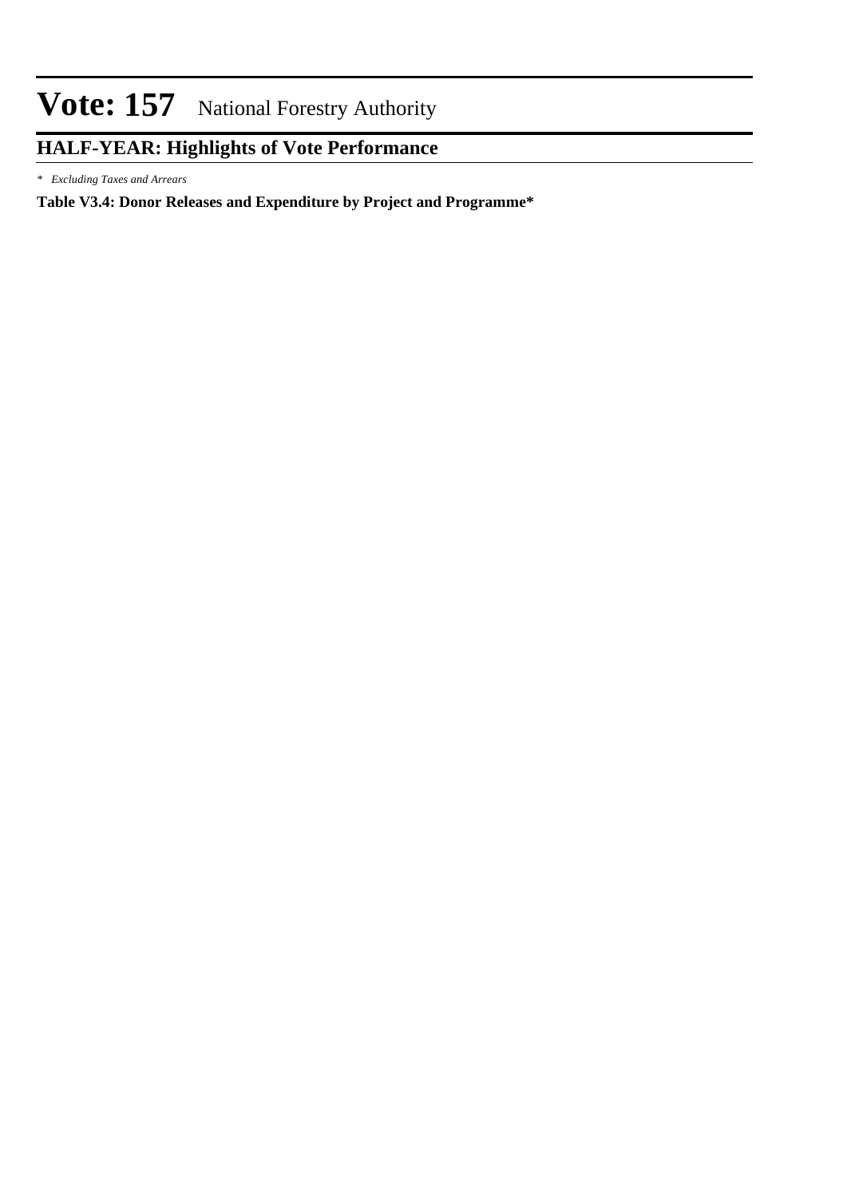# Vote: 157 National Forestry Authority

## HALF-YEAR: Highlights of Vote Performance

*\* Excluding Taxes and Arrears*

**Table V3.4: Donor Releases and Expenditure by Project and Programme***